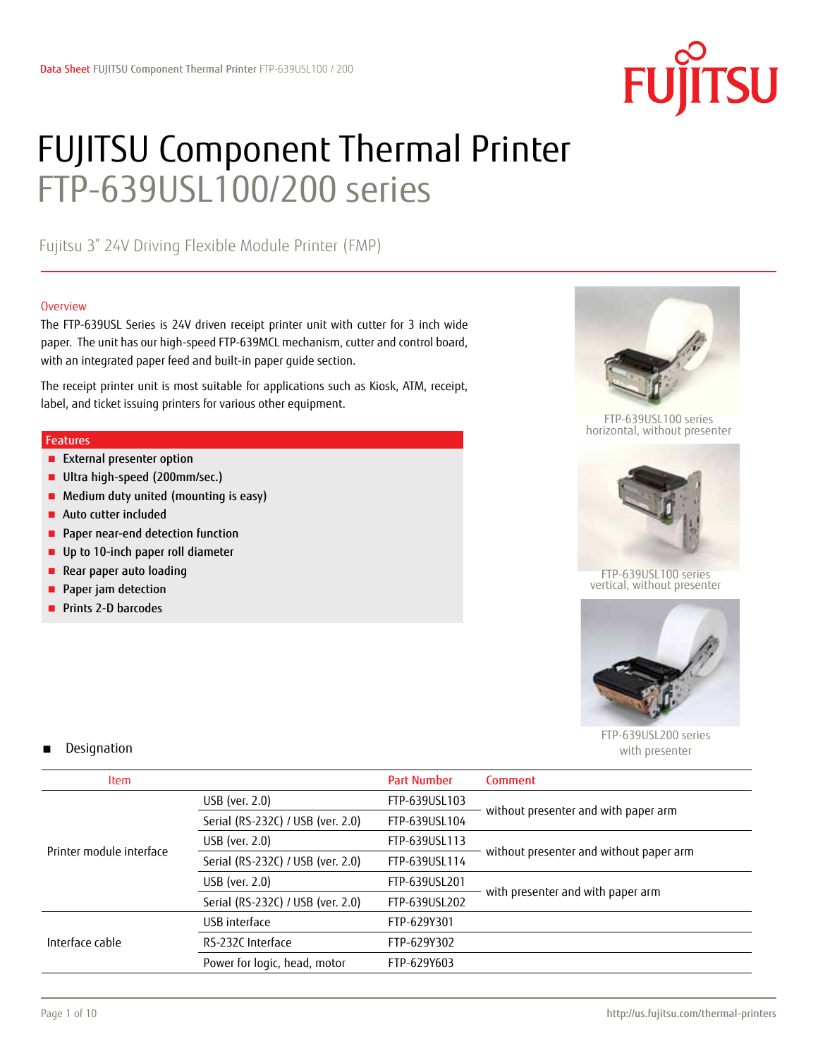# FUJITSU Component Thermal Printer FTP-639USL100/200 series

Fujitsu 3" 24V Driving Flexible Module Printer (FMP)

## Overview

The FTP-639USL Series is 24V driven receipt printer unit with cutter for 3 inch wide paper. The unit has our high-speed FTP-639MCL mechanism, cutter and control board, with an integrated paper feed and built-in paper guide section.

The receipt printer unit is most suitable for applications such as Kiosk, ATM, receipt, label, and ticket issuing printers for various other equipment.

## Features

- External presenter option
- Ultra high-speed (200mm/sec.)
- Medium duty united (mounting is easy)
- Auto cutter included
- Paper near-end detection function
- Up to 10-inch paper roll diameter
- Rear paper auto loading
- Paper jam detection
- Prints 2-D barcodes

FTP-639USL100 series horizontal, without presenter

FTP-639USL100 series vertical, without presenter

FTP-639USL200 series with presenter

## Designation

| Item | | Part Number | Comment |
|---|---|---|---|
| Printer module interface | USB (ver. 2.0) | FTP-639USL103 | without presenter and with paper arm |
| | Serial (RS-232C) / USB (ver. 2.0) | FTP-639USL104 | |
| | USB (ver. 2.0) | FTP-639USL113 | without presenter and without paper arm |
| | Serial (RS-232C) / USB (ver. 2.0) | FTP-639USL114 | |
| | USB (ver. 2.0) | FTP-639USL201 | with presenter and with paper arm |
| | Serial (RS-232C) / USB (ver. 2.0) | FTP-639USL202 | |
| Interface cable | USB interface | FTP-629Y301 | |
| | RS-232C Interface | FTP-629Y302 | |
| | Power for logic, head, motor | FTP-629Y603 | |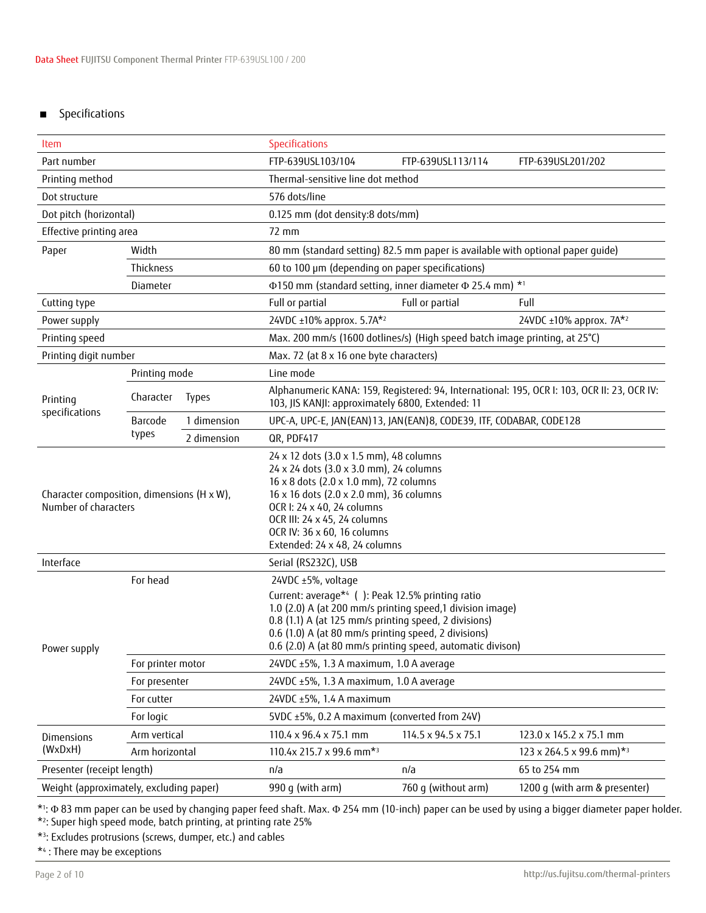## ■ Specifications

| Item | | | Specifications | | |
|---|---|---|---|---|---|
| Part number | | | FTP-639USL103/104 | FTP-639USL113/114 | FTP-639USL201/202 |
| Printing method | | | Thermal-sensitive line dot method | | |
| Dot structure | | | 576 dots/line | | |
| Dot pitch (horizontal) | | | 0.125 mm (dot density:8 dots/mm) | | |
| Effective printing area | | | 72 mm | | |
| Paper | Width | | 80 mm (standard setting) 82.5 mm paper is available with optional paper guide) | | |
| | Thickness | | 60 to 100 µm (depending on paper specifications) | | |
| | Diameter | | Φ150 mm (standard setting, inner diameter Φ 25.4 mm) *1 | | |
| Cutting type | | | Full or partial | Full or partial | Full |
| Power supply | | | 24VDC ±10% approx. 5.7A*2 | | 24VDC ±10% approx. 7A*2 |
| Printing speed | | | Max. 200 mm/s (1600 dotlines/s) (High speed batch image printing, at 25°C) | | |
| Printing digit number | | | Max. 72 (at 8 x 16 one byte characters) | | |
| Printing specifications | Printing mode | | Line mode | | |
| | Character | Types | Alphanumeric KANA: 159, Registered: 94, International: 195, OCR I: 103, OCR II: 23, OCR IV: 103, JIS KANJI: approximately 6800, Extended: 11 | | |
| | Barcode types | 1 dimension | UPC-A, UPC-E, JAN(EAN)13, JAN(EAN)8, CODE39, ITF, CODABAR, CODE128 | | |
| | | 2 dimension | QR, PDF417 | | |
| Character composition, dimensions (H x W), Number of characters | | | 24 x 12 dots (3.0 x 1.5 mm), 48 columns<br>24 x 24 dots (3.0 x 3.0 mm), 24 columns<br>16 x 8 dots (2.0 x 1.0 mm), 72 columns<br>16 x 16 dots (2.0 x 2.0 mm), 36 columns<br>OCR I: 24 x 40, 24 columns<br>OCR III: 24 x 45, 24 columns<br>OCR IV: 36 x 60, 16 columns<br>Extended: 24 x 48, 24 columns | | |
| Interface | | | Serial (RS232C), USB | | |
| Power supply | For head | | 24VDC ±5%, voltage<br>Current: average*4 ( ): Peak 12.5% printing ratio<br>1.0 (2.0) A (at 200 mm/s printing speed,1 division image)<br>0.8 (1.1) A (at 125 mm/s printing speed, 2 divisions)<br>0.6 (1.0) A (at 80 mm/s printing speed, 2 divisions)<br>0.6 (2.0) A (at 80 mm/s printing speed, automatic divison) | | |
| | For printer motor | | 24VDC ±5%, 1.3 A maximum, 1.0 A average | | |
| | For presenter | | 24VDC ±5%, 1.3 A maximum, 1.0 A average | | |
| | For cutter | | 24VDC ±5%, 1.4 A maximum | | |
| | For logic | | 5VDC ±5%, 0.2 A maximum (converted from 24V) | | |
| Dimensions (WxDxH) | Arm vertical | | 110.4 x 96.4 x 75.1 mm | 114.5 x 94.5 x 75.1 | 123.0 x 145.2 x 75.1 mm |
| | Arm horizontal | | 110.4x 215.7 x 99.6 mm*3 | | 123 x 264.5 x 99.6 mm)*3 |
| Presenter (receipt length) | | | n/a | n/a | 65 to 254 mm |
| Weight (approximately, excluding paper) | | | 990 g (with arm) | 760 g (without arm) | 1200 g (with arm & presenter) |

*1: Φ 83 mm paper can be used by changing paper feed shaft. Max. Φ 254 mm (10-inch) paper can be used by using a bigger diameter paper holder.
*2: Super high speed mode, batch printing, at printing rate 25%
*3: Excludes protrusions (screws, dumper, etc.) and cables
*4 : There may be exceptions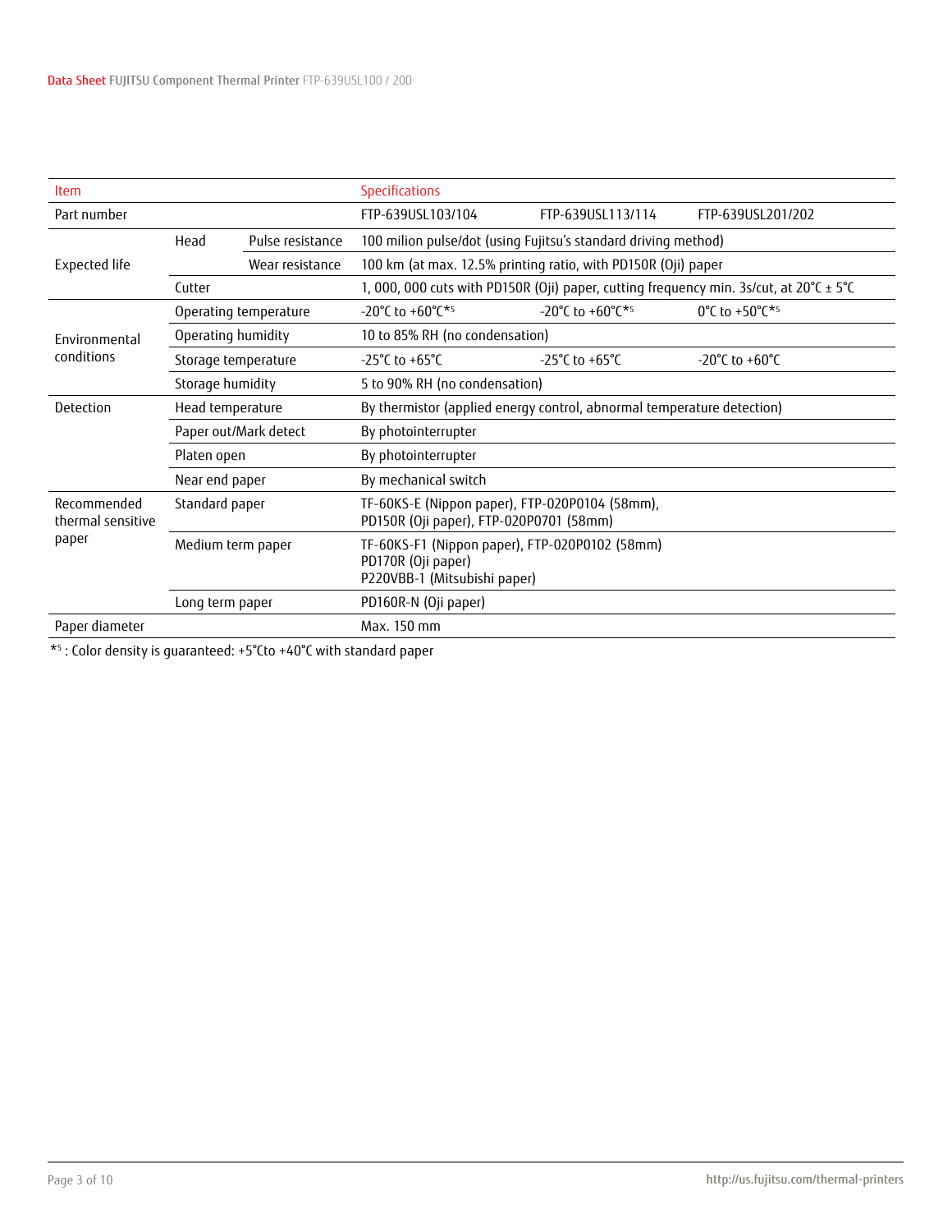| Item | | | Specifications | | |
|---|---|---|---|---|---|
| Part number | | | FTP-639USL103/104 | FTP-639USL113/114 | FTP-639USL201/202 |
| Expected life | Head | Pulse resistance | 100 milion pulse/dot (using Fujitsu's standard driving method) | | |
| | | Wear resistance | 100 km (at max. 12.5% printing ratio, with PD150R (Oji) paper | | |
| | Cutter | | 1, 000, 000 cuts with PD150R (Oji) paper, cutting frequency min. 3s/cut, at 20°C ± 5°C | | |
| Environmental conditions | Operating temperature | | -20°C to +60°C*[5] | -20°C to +60°C*[5] | 0°C to +50°C*[5] |
| | Operating humidity | | 10 to 85% RH (no condensation) | | |
| | Storage temperature | | -25°C to +65°C | -25°C to +65°C | -20°C to +60°C |
| | Storage humidity | | 5 to 90% RH (no condensation) | | |
| Detection | Head temperature | | By thermistor (applied energy control, abnormal temperature detection) | | |
| | Paper out/Mark detect | | By photointerrupter | | |
| | Platen open | | By photointerrupter | | |
| | Near end paper | | By mechanical switch | | |
| Recommended thermal sensitive paper | Standard paper | | TF-60KS-E (Nippon paper), FTP-020P0104 (58mm), PD150R (Oji paper), FTP-020P0701 (58mm) | | |
| | Medium term paper | | TF-60KS-F1 (Nippon paper), FTP-020P0102 (58mm) PD170R (Oji paper) P220VBB-1 (Mitsubishi paper) | | |
| | Long term paper | | PD160R-N (Oji paper) | | |
| Paper diameter | | | Max. 150 mm | | |

*[5] : Color density is guaranteed: +5°Cto +40°C with standard paper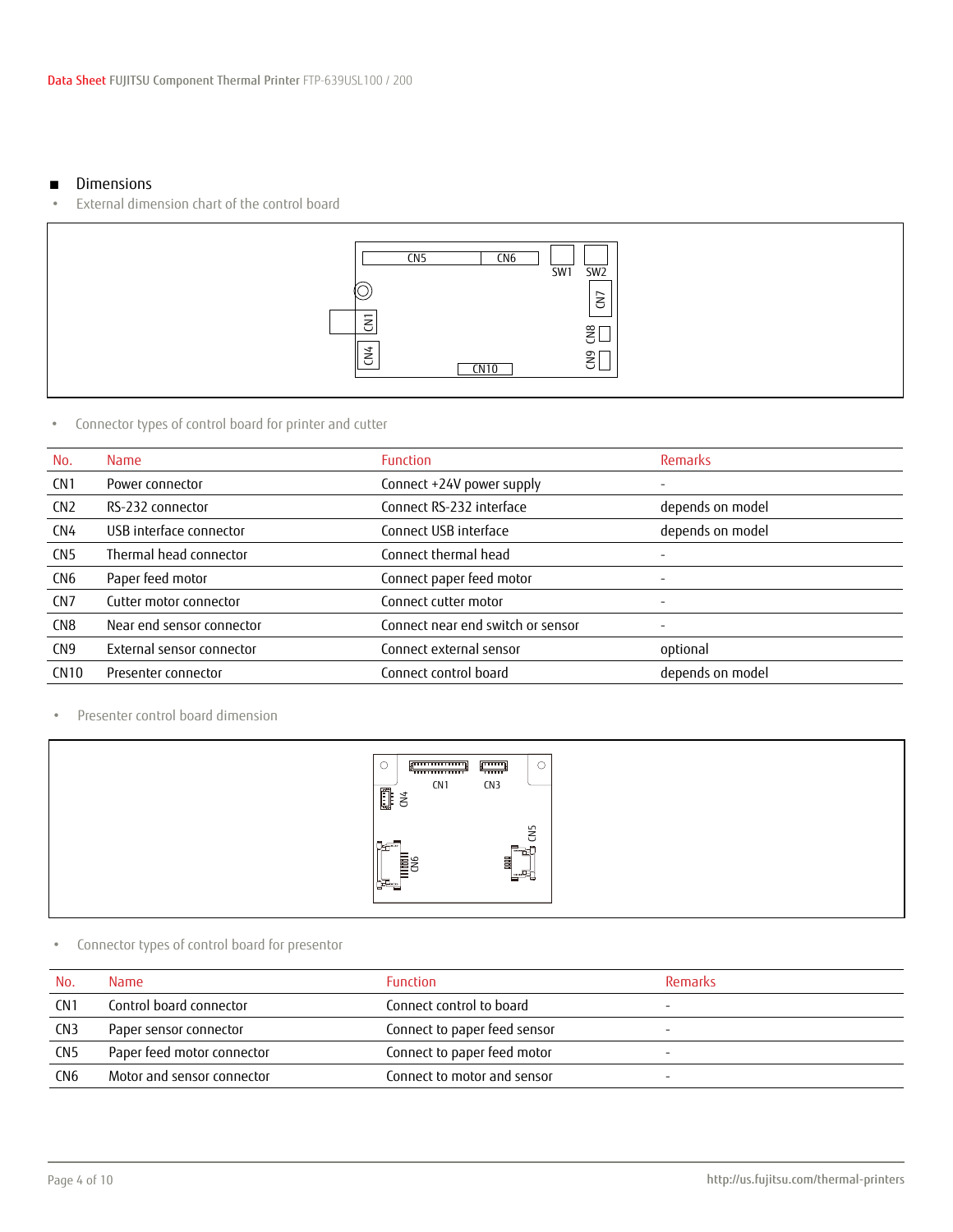## Dimensions

- External dimension chart of the control board

- Connector types of control board for printer and cutter

| No. | Name | Function | Remarks |
|---|---|---|---|
| CN1 | Power connector | Connect +24V power supply | - |
| CN2 | RS-232 connector | Connect RS-232 interface | depends on model |
| CN4 | USB interface connector | Connect USB interface | depends on model |
| CN5 | Thermal head connector | Connect thermal head | - |
| CN6 | Paper feed motor | Connect paper feed motor | - |
| CN7 | Cutter motor connector | Connect cutter motor | - |
| CN8 | Near end sensor connector | Connect near end switch or sensor | - |
| CN9 | External sensor connector | Connect external sensor | optional |
| CN10 | Presenter connector | Connect control board | depends on model |

- Presenter control board dimension

- Connector types of control board for presentor

| No. | Name | Function | Remarks |
|---|---|---|---|
| CN1 | Control board connector | Connect control to board | - |
| CN3 | Paper sensor connector | Connect to paper feed sensor | - |
| CN5 | Paper feed motor connector | Connect to paper feed motor | - |
| CN6 | Motor and sensor connector | Connect to motor and sensor | - |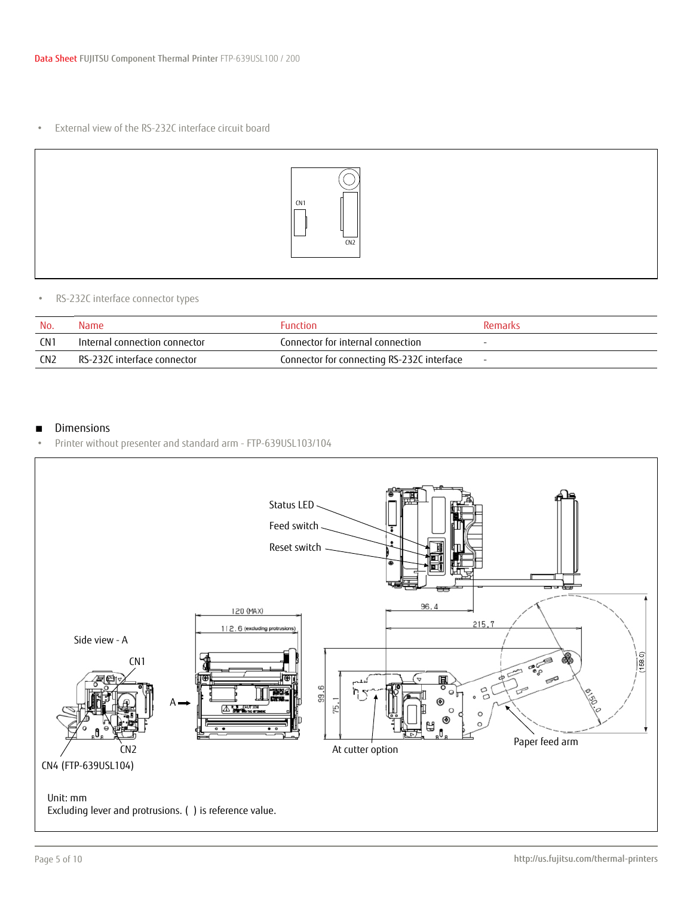- External view of the RS-232C interface circuit board

- RS-232C interface connector types

| No. | Name | Function | Remarks |
|---|---|---|---|
| CN1 | Internal connection connector | Connector for internal connection | - |
| CN2 | RS-232C interface connector | Connector for connecting RS-232C interface | - |

## Dimensions

- Printer without presenter and standard arm - FTP-639USL103/104

Unit: mm
Excluding lever and protrusions. ( ) is reference value.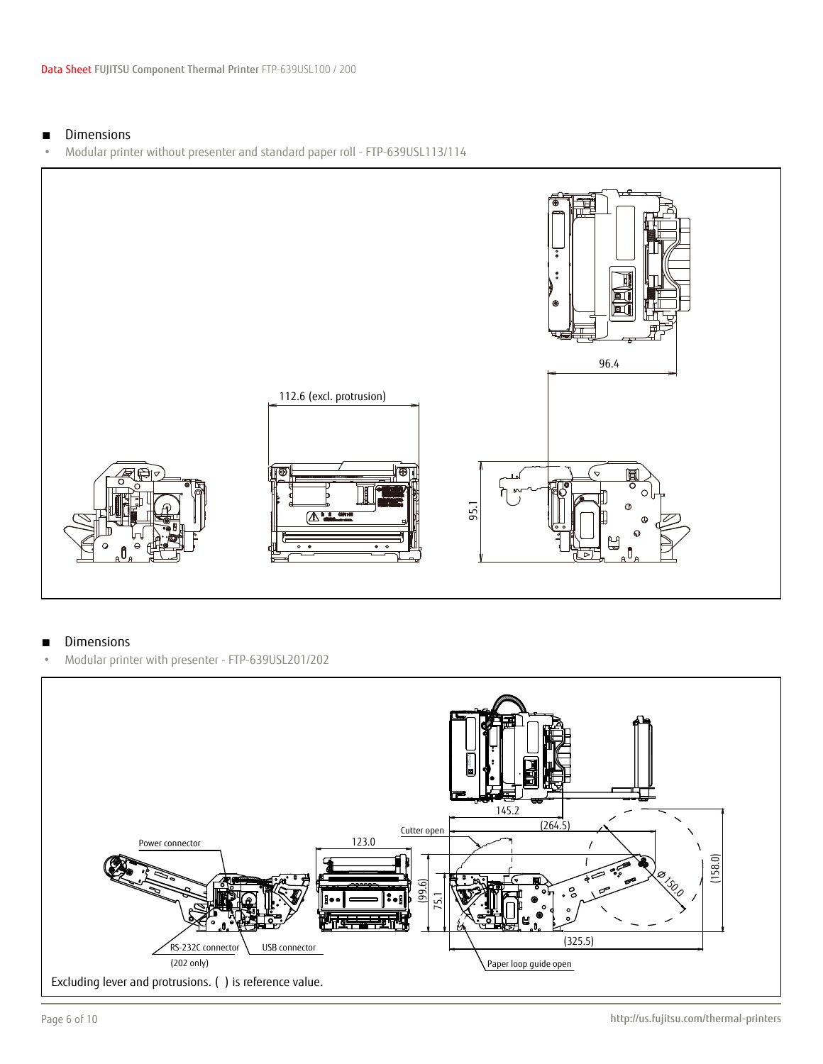## Dimensions

- Modular printer without presenter and standard paper roll - FTP-639USL113/114

96.4

112.6 (excl. protrusion)

95.1

## Dimensions

- Modular printer with presenter - FTP-639USL201/202

145.2

Cutter open

(264.5)

Power connector

123.0

(99.6)

75.1

Ø150.0

(158.0)

(325.5)

RS-232C connector (202 only)

USB connector

Paper loop guide open

Excluding lever and protrusions. ( ) is reference value.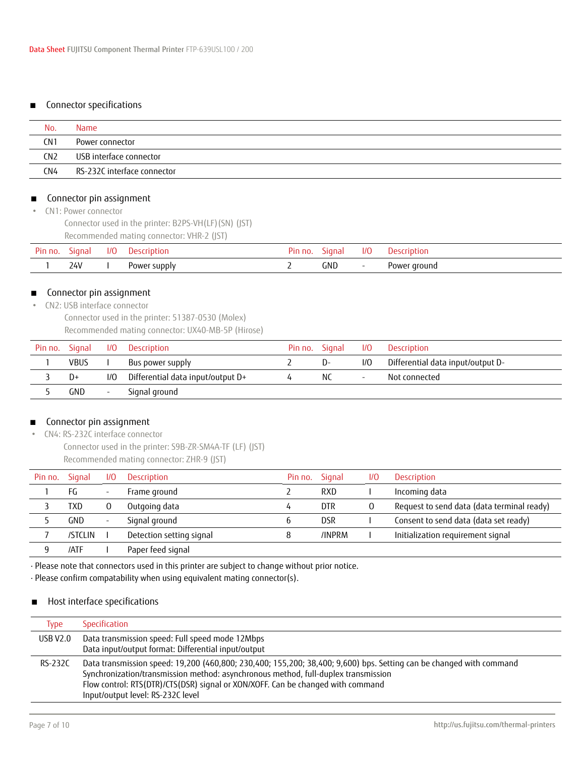## ■ Connector specifications

| No. | Name |
|---|---|
| CN1 | Power connector |
| CN2 | USB interface connector |
| CN4 | RS-232C interface connector |

## ■ Connector pin assignment

- CN1: Power connector

  Connector used in the printer: B2PS-VH(LF)(SN) (JST)

  Recommended mating connector: VHR-2 (JST)

| Pin no. | Signal | I/O | Description | Pin no. | Signal | I/O | Description |
|---|---|---|---|---|---|---|---|
| 1 | 24V | I | Power supply | 2 | GND | - | Power ground |

## ■ Connector pin assignment

- CN2: USB interface connector

  Connector used in the printer: 51387-0530 (Molex)

  Recommended mating connector: UX40-MB-5P (Hirose)

| Pin no. | Signal | I/O | Description | Pin no. | Signal | I/O | Description |
|---|---|---|---|---|---|---|---|
| 1 | VBUS | I | Bus power supply | 2 | D- | I/O | Differential data input/output D- |
| 3 | D+ | I/O | Differential data input/output D+ | 4 | NC | - | Not connected |
| 5 | GND | - | Signal ground | | | | |

## ■ Connector pin assignment

- CN4: RS-232C interface connector

  Connector used in the printer: S9B-ZR-SM4A-TF (LF) (JST)

  Recommended mating connector: ZHR-9 (JST)

| Pin no. | Signal | I/O | Description | Pin no. | Signal | I/O | Description |
|---|---|---|---|---|---|---|---|
| 1 | FG | - | Frame ground | 2 | RXD | I | Incoming data |
| 3 | TXD | O | Outgoing data | 4 | DTR | O | Request to send data (data terminal ready) |
| 5 | GND | - | Signal ground | 6 | DSR | I | Consent to send data (data set ready) |
| 7 | /STCLIN | I | Detection setting signal | 8 | /INPRM | I | Initialization requirement signal |
| 9 | /ATF | I | Paper feed signal | | | | |

· Please note that connectors used in this printer are subject to change without prior notice.
· Please confirm compatability when using equivalent mating connector(s).

## ■ Host interface specifications

| Type | Specification |
|---|---|
| USB V2.0 | Data transmission speed: Full speed mode 12Mbps<br>Data input/output format: Differential input/output |
| RS-232C | Data transmission speed: 19,200 (460,800; 230,400; 155,200; 38,400; 9,600) bps. Setting can be changed with command<br>Synchronization/transmission method: asynchronous method, full-duplex transmission<br>Flow control: RTS(DTR)/CTS(DSR) signal or XON/XOFF. Can be changed with command<br>Input/output level: RS-232C level |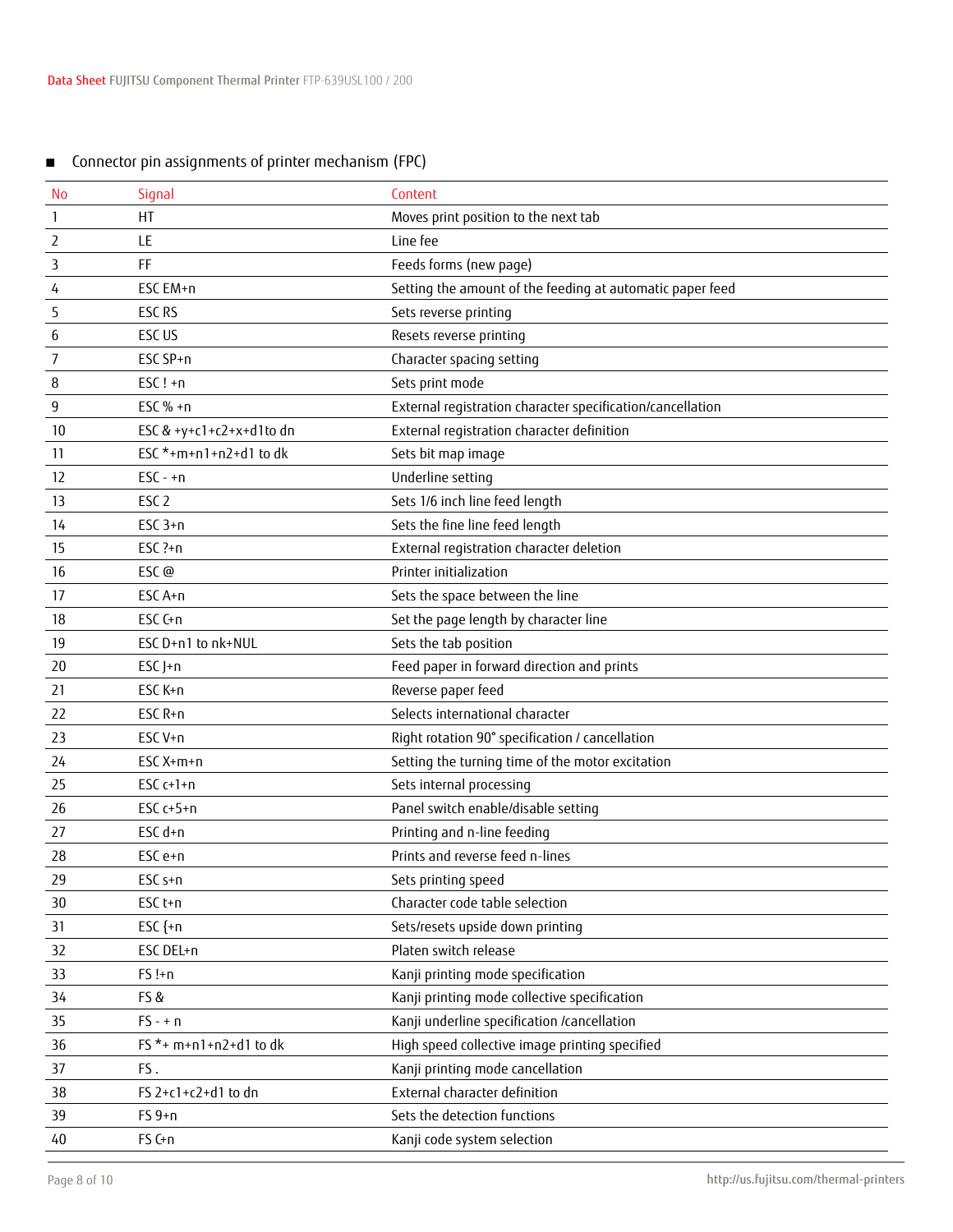## Connector pin assignments of printer mechanism (FPC)

| No | Signal | Content |
|---|---|---|
| 1 | HT | Moves print position to the next tab |
| 2 | LE | Line fee |
| 3 | FF | Feeds forms (new page) |
| 4 | ESC EM+n | Setting the amount of the feeding at automatic paper feed |
| 5 | ESC RS | Sets reverse printing |
| 6 | ESC US | Resets reverse printing |
| 7 | ESC SP+n | Character spacing setting |
| 8 | ESC ! +n | Sets print mode |
| 9 | ESC % +n | External registration character specification/cancellation |
| 10 | ESC & +y+c1+c2+x+d1to dn | External registration character definition |
| 11 | ESC *+m+n1+n2+d1 to dk | Sets bit map image |
| 12 | ESC - +n | Underline setting |
| 13 | ESC 2 | Sets 1/6 inch line feed length |
| 14 | ESC 3+n | Sets the fine line feed length |
| 15 | ESC ?+n | External registration character deletion |
| 16 | ESC @ | Printer initialization |
| 17 | ESC A+n | Sets the space between the line |
| 18 | ESC C+n | Set the page length by character line |
| 19 | ESC D+n1 to nk+NUL | Sets the tab position |
| 20 | ESC J+n | Feed paper in forward direction and prints |
| 21 | ESC K+n | Reverse paper feed |
| 22 | ESC R+n | Selects international character |
| 23 | ESC V+n | Right rotation 90° specification / cancellation |
| 24 | ESC X+m+n | Setting the turning time of the motor excitation |
| 25 | ESC c+1+n | Sets internal processing |
| 26 | ESC c+5+n | Panel switch enable/disable setting |
| 27 | ESC d+n | Printing and n-line feeding |
| 28 | ESC e+n | Prints and reverse feed n-lines |
| 29 | ESC s+n | Sets printing speed |
| 30 | ESC t+n | Character code table selection |
| 31 | ESC {+n | Sets/resets upside down printing |
| 32 | ESC DEL+n | Platen switch release |
| 33 | FS !+n | Kanji printing mode specification |
| 34 | FS & | Kanji printing mode collective specification |
| 35 | FS - + n | Kanji underline specification /cancellation |
| 36 | FS *+ m+n1+n2+d1 to dk | High speed collective image printing specified |
| 37 | FS . | Kanji printing mode cancellation |
| 38 | FS 2+c1+c2+d1 to dn | External character definition |
| 39 | FS 9+n | Sets the detection functions |
| 40 | FS C+n | Kanji code system selection |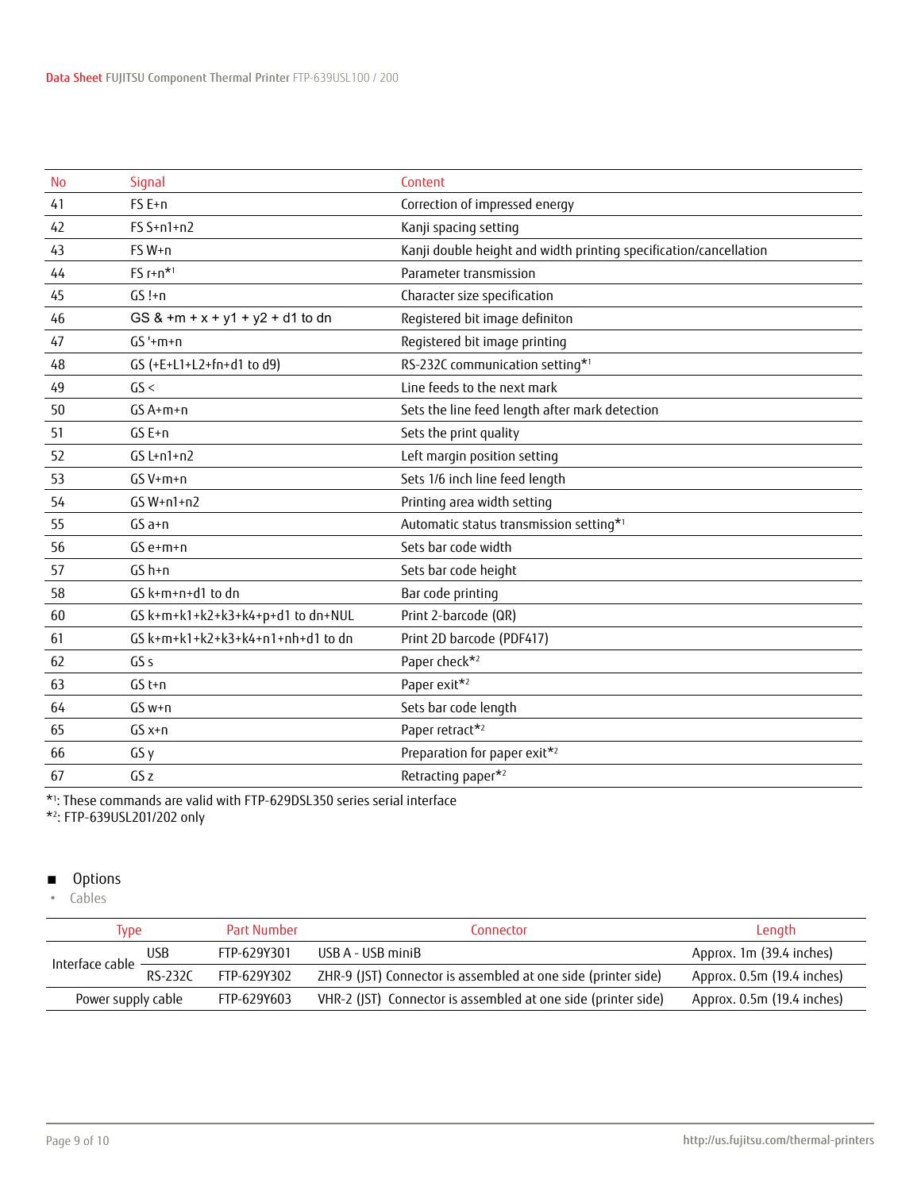| No | Signal | Content |
|---|---|---|
| 41 | FS E+n | Correction of impressed energy |
| 42 | FS S+n1+n2 | Kanji spacing setting |
| 43 | FS W+n | Kanji double height and width printing specification/cancellation |
| 44 | FS r+n*1 | Parameter transmission |
| 45 | GS !+n | Character size specification |
| 46 | GS & +m + x + y1 + y2 + d1 to dn | Registered bit image definiton |
| 47 | GS '+m+n | Registered bit image printing |
| 48 | GS (+E+L1+L2+fn+d1 to d9) | RS-232C communication setting*1 |
| 49 | GS < | Line feeds to the next mark |
| 50 | GS A+m+n | Sets the line feed length after mark detection |
| 51 | GS E+n | Sets the print quality |
| 52 | GS L+n1+n2 | Left margin position setting |
| 53 | GS V+m+n | Sets 1/6 inch line feed length |
| 54 | GS W+n1+n2 | Printing area width setting |
| 55 | GS a+n | Automatic status transmission setting*1 |
| 56 | GS e+m+n | Sets bar code width |
| 57 | GS h+n | Sets bar code height |
| 58 | GS k+m+n+d1 to dn | Bar code printing |
| 60 | GS k+m+k1+k2+k3+k4+p+d1 to dn+NUL | Print 2-barcode (QR) |
| 61 | GS k+m+k1+k2+k3+k4+n1+nh+d1 to dn | Print 2D barcode (PDF417) |
| 62 | GS s | Paper check*2 |
| 63 | GS t+n | Paper exit*2 |
| 64 | GS w+n | Sets bar code length |
| 65 | GS x+n | Paper retract*2 |
| 66 | GS y | Preparation for paper exit*2 |
| 67 | GS z | Retracting paper*2 |

*1: These commands are valid with FTP-629DSL350 series serial interface
*2: FTP-639USL201/202 only

## ■ Options

- Cables

| Type | | Part Number | Connector | Length |
|---|---|---|---|---|
| Interface cable | USB | FTP-629Y301 | USB A - USB miniB | Approx. 1m (39.4 inches) |
| | RS-232C | FTP-629Y302 | ZHR-9 (JST) Connector is assembled at one side (printer side) | Approx. 0.5m (19.4 inches) |
| Power supply cable | | FTP-629Y603 | VHR-2 (JST) Connector is assembled at one side (printer side) | Approx. 0.5m (19.4 inches) |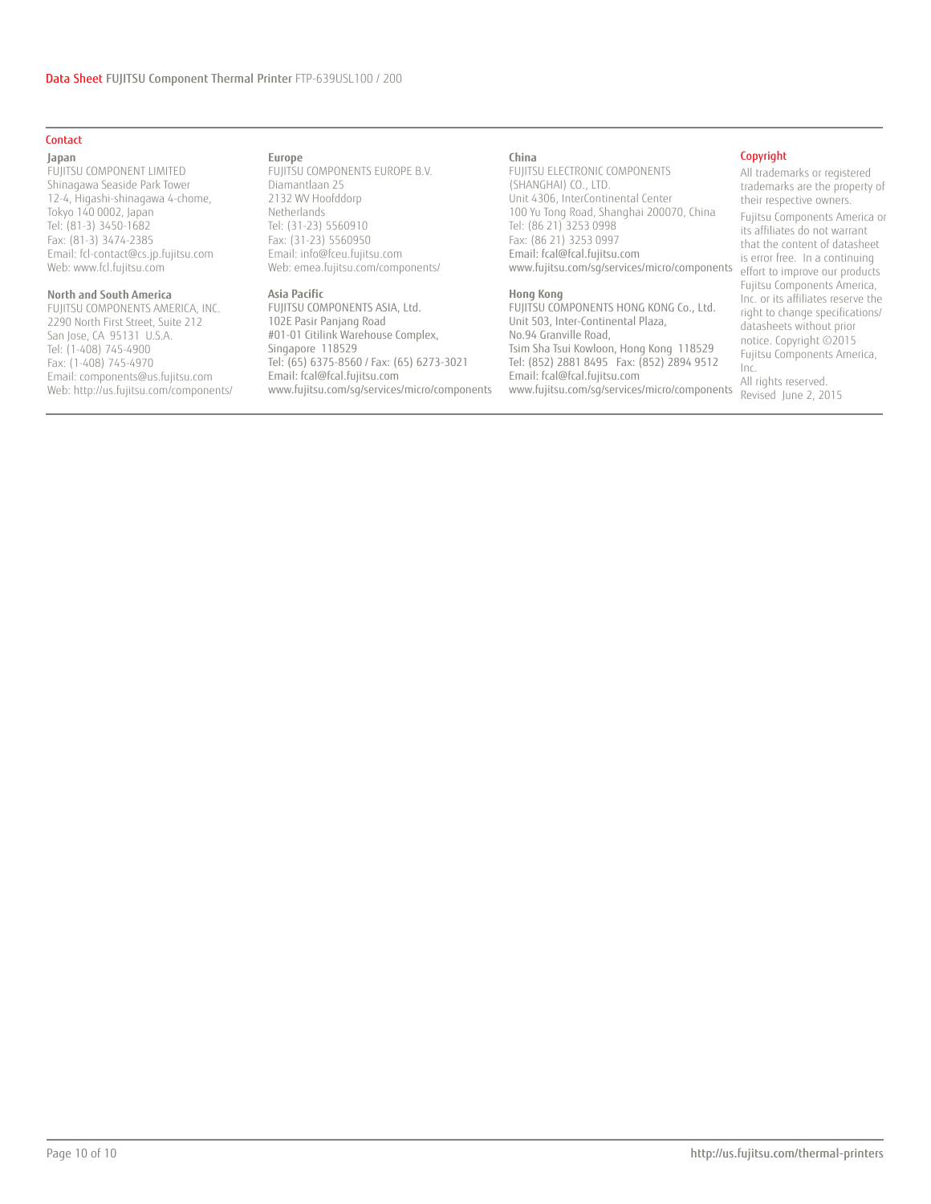## Contact

### Japan

FUJITSU COMPONENT LIMITED
Shinagawa Seaside Park Tower
12-4, Higashi-shinagawa 4-chome,
Tokyo 140 0002, Japan
Tel: (81-3) 3450-1682
Fax: (81-3) 3474-2385
Email: fcl-contact@cs.jp.fujitsu.com
Web: www.fcl.fujitsu.com

### North and South America

FUJITSU COMPONENTS AMERICA, INC.
2290 North First Street, Suite 212
San Jose, CA 95131 U.S.A.
Tel: (1-408) 745-4900
Fax: (1-408) 745-4970
Email: components@us.fujitsu.com
Web: http://us.fujitsu.com/components/

### Europe

FUJITSU COMPONENTS EUROPE B.V.
Diamantlaan 25
2132 WV Hoofddorp
Netherlands
Tel: (31-23) 5560910
Fax: (31-23) 5560950
Email: info@fceu.fujitsu.com
Web: emea.fujitsu.com/components/

### Asia Pacific

FUJITSU COMPONENTS ASIA, Ltd.
102E Pasir Panjang Road
#01-01 Citilink Warehouse Complex,
Singapore 118529
Tel: (65) 6375-8560 / Fax: (65) 6273-3021
Email: fcal@fcal.fujitsu.com
www.fujitsu.com/sg/services/micro/components

### China

FUJITSU ELECTRONIC COMPONENTS
(SHANGHAI) CO., LTD.
Unit 4306, InterContinental Center
100 Yu Tong Road, Shanghai 200070, China
Tel: (86 21) 3253 0998
Fax: (86 21) 3253 0997
Email: fcal@fcal.fujitsu.com
www.fujitsu.com/sg/services/micro/components

### Hong Kong

FUJITSU COMPONENTS HONG KONG Co., Ltd.
Unit 503, Inter-Continental Plaza,
No.94 Granville Road,
Tsim Sha Tsui Kowloon, Hong Kong 118529
Tel: (852) 2881 8495 Fax: (852) 2894 9512
Email: fcal@fcal.fujitsu.com
www.fujitsu.com/sg/services/micro/components

## Copyright

All trademarks or registered trademarks are the property of their respective owners.

Fujitsu Components America or its affiliates do not warrant that the content of datasheet is error free. In a continuing effort to improve our products Fujitsu Components America, Inc. or its affiliates reserve the right to change specifications/ datasheets without prior notice. Copyright ©2015 Fujitsu Components America, Inc.
All rights reserved.
Revised June 2, 2015